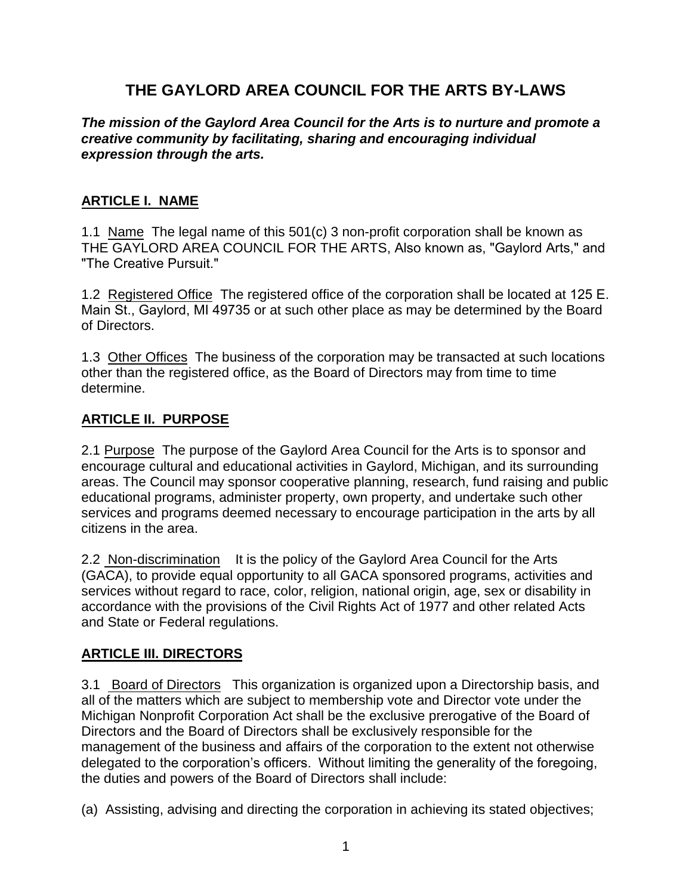# THE GAYLORD AREA COUNCIL FOR THE ARTS BY-LAWS

***The mission of the Gaylord Area Council for the Arts is to nurture and promote a creative community by facilitating, sharing and encouraging individual expression through the arts.***

## ARTICLE I. NAME

1.1 Name The legal name of this 501(c) 3 non-profit corporation shall be known as THE GAYLORD AREA COUNCIL FOR THE ARTS, Also known as, "Gaylord Arts," and "The Creative Pursuit."

1.2 Registered Office The registered office of the corporation shall be located at 125 E. Main St., Gaylord, MI 49735 or at such other place as may be determined by the Board of Directors.

1.3 Other Offices The business of the corporation may be transacted at such locations other than the registered office, as the Board of Directors may from time to time determine.

## ARTICLE II. PURPOSE

2.1 Purpose The purpose of the Gaylord Area Council for the Arts is to sponsor and encourage cultural and educational activities in Gaylord, Michigan, and its surrounding areas. The Council may sponsor cooperative planning, research, fund raising and public educational programs, administer property, own property, and undertake such other services and programs deemed necessary to encourage participation in the arts by all citizens in the area.

2.2 Non-discrimination It is the policy of the Gaylord Area Council for the Arts (GACA), to provide equal opportunity to all GACA sponsored programs, activities and services without regard to race, color, religion, national origin, age, sex or disability in accordance with the provisions of the Civil Rights Act of 1977 and other related Acts and State or Federal regulations.

## ARTICLE III. DIRECTORS

3.1 Board of Directors This organization is organized upon a Directorship basis, and all of the matters which are subject to membership vote and Director vote under the Michigan Nonprofit Corporation Act shall be the exclusive prerogative of the Board of Directors and the Board of Directors shall be exclusively responsible for the management of the business and affairs of the corporation to the extent not otherwise delegated to the corporation's officers. Without limiting the generality of the foregoing, the duties and powers of the Board of Directors shall include:

(a) Assisting, advising and directing the corporation in achieving its stated objectives;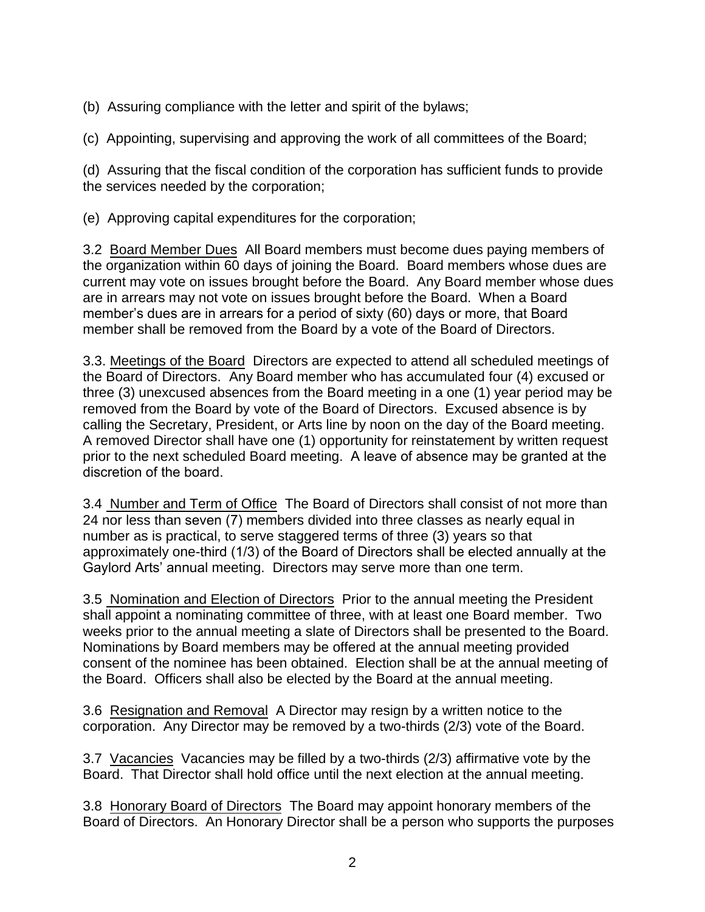(b) Assuring compliance with the letter and spirit of the bylaws;

(c) Appointing, supervising and approving the work of all committees of the Board;

(d) Assuring that the fiscal condition of the corporation has sufficient funds to provide the services needed by the corporation;

(e) Approving capital expenditures for the corporation;

3.2 Board Member Dues All Board members must become dues paying members of the organization within 60 days of joining the Board. Board members whose dues are current may vote on issues brought before the Board. Any Board member whose dues are in arrears may not vote on issues brought before the Board. When a Board member's dues are in arrears for a period of sixty (60) days or more, that Board member shall be removed from the Board by a vote of the Board of Directors.

3.3. Meetings of the Board Directors are expected to attend all scheduled meetings of the Board of Directors. Any Board member who has accumulated four (4) excused or three (3) unexcused absences from the Board meeting in a one (1) year period may be removed from the Board by vote of the Board of Directors. Excused absence is by calling the Secretary, President, or Arts line by noon on the day of the Board meeting. A removed Director shall have one (1) opportunity for reinstatement by written request prior to the next scheduled Board meeting. A leave of absence may be granted at the discretion of the board.

3.4 Number and Term of Office The Board of Directors shall consist of not more than 24 nor less than seven (7) members divided into three classes as nearly equal in number as is practical, to serve staggered terms of three (3) years so that approximately one-third (1/3) of the Board of Directors shall be elected annually at the Gaylord Arts' annual meeting. Directors may serve more than one term.

3.5 Nomination and Election of Directors Prior to the annual meeting the President shall appoint a nominating committee of three, with at least one Board member. Two weeks prior to the annual meeting a slate of Directors shall be presented to the Board. Nominations by Board members may be offered at the annual meeting provided consent of the nominee has been obtained. Election shall be at the annual meeting of the Board. Officers shall also be elected by the Board at the annual meeting.

3.6 Resignation and Removal A Director may resign by a written notice to the corporation. Any Director may be removed by a two-thirds (2/3) vote of the Board.

3.7 Vacancies Vacancies may be filled by a two-thirds (2/3) affirmative vote by the Board. That Director shall hold office until the next election at the annual meeting.

3.8 Honorary Board of Directors The Board may appoint honorary members of the Board of Directors. An Honorary Director shall be a person who supports the purposes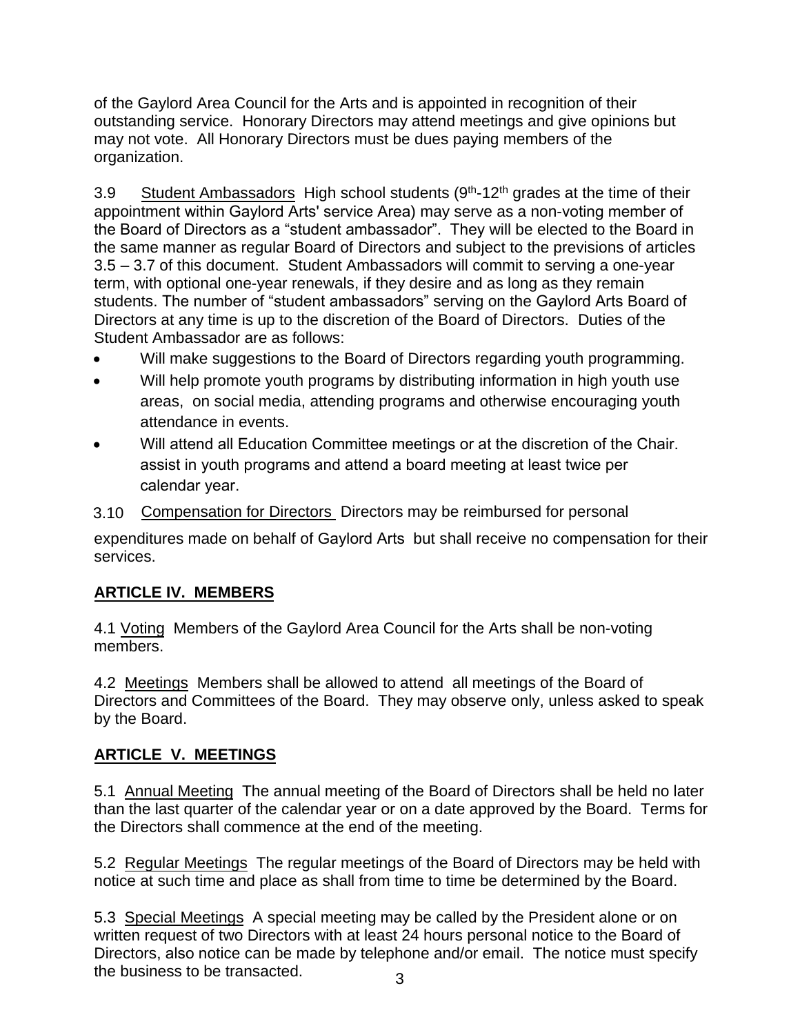of the Gaylord Area Council for the Arts and is appointed in recognition of their outstanding service. Honorary Directors may attend meetings and give opinions but may not vote. All Honorary Directors must be dues paying members of the organization.

3.9 Student Ambassadors High school students (9th-12th grades at the time of their appointment within Gaylord Arts' service Area) may serve as a non-voting member of the Board of Directors as a "student ambassador". They will be elected to the Board in the same manner as regular Board of Directors and subject to the previsions of articles 3.5 – 3.7 of this document. Student Ambassadors will commit to serving a one-year term, with optional one-year renewals, if they desire and as long as they remain students. The number of "student ambassadors" serving on the Gaylord Arts Board of Directors at any time is up to the discretion of the Board of Directors. Duties of the Student Ambassador are as follows:

- Will make suggestions to the Board of Directors regarding youth programming.
- Will help promote youth programs by distributing information in high youth use areas, on social media, attending programs and otherwise encouraging youth attendance in events.
- Will attend all Education Committee meetings or at the discretion of the Chair. assist in youth programs and attend a board meeting at least twice per calendar year.

3.10 Compensation for Directors Directors may be reimbursed for personal expenditures made on behalf of Gaylord Arts but shall receive no compensation for their services.

## ARTICLE IV. MEMBERS

4.1 Voting Members of the Gaylord Area Council for the Arts shall be non-voting members.

4.2 Meetings Members shall be allowed to attend all meetings of the Board of Directors and Committees of the Board. They may observe only, unless asked to speak by the Board.

## ARTICLE V. MEETINGS

5.1 Annual Meeting The annual meeting of the Board of Directors shall be held no later than the last quarter of the calendar year or on a date approved by the Board. Terms for the Directors shall commence at the end of the meeting.

5.2 Regular Meetings The regular meetings of the Board of Directors may be held with notice at such time and place as shall from time to time be determined by the Board.

5.3 Special Meetings A special meeting may be called by the President alone or on written request of two Directors with at least 24 hours personal notice to the Board of Directors, also notice can be made by telephone and/or email. The notice must specify the business to be transacted.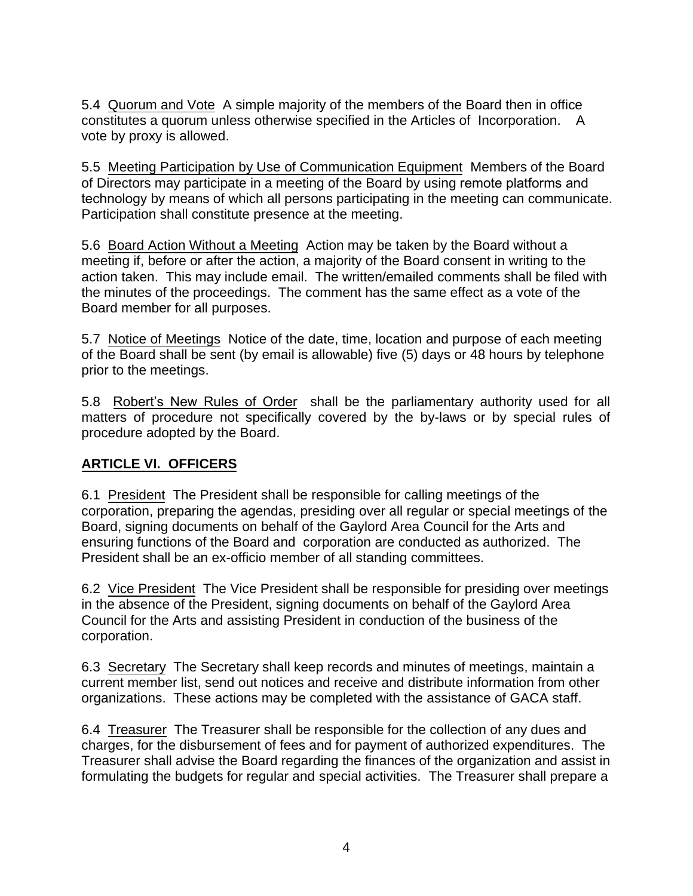5.4 Quorum and Vote A simple majority of the members of the Board then in office constitutes a quorum unless otherwise specified in the Articles of Incorporation. A vote by proxy is allowed.

5.5 Meeting Participation by Use of Communication Equipment Members of the Board of Directors may participate in a meeting of the Board by using remote platforms and technology by means of which all persons participating in the meeting can communicate. Participation shall constitute presence at the meeting.

5.6 Board Action Without a Meeting Action may be taken by the Board without a meeting if, before or after the action, a majority of the Board consent in writing to the action taken. This may include email. The written/emailed comments shall be filed with the minutes of the proceedings. The comment has the same effect as a vote of the Board member for all purposes.

5.7 Notice of Meetings Notice of the date, time, location and purpose of each meeting of the Board shall be sent (by email is allowable) five (5) days or 48 hours by telephone prior to the meetings.

5.8 Robert's New Rules of Order shall be the parliamentary authority used for all matters of procedure not specifically covered by the by-laws or by special rules of procedure adopted by the Board.

## ARTICLE VI. OFFICERS

6.1 President The President shall be responsible for calling meetings of the corporation, preparing the agendas, presiding over all regular or special meetings of the Board, signing documents on behalf of the Gaylord Area Council for the Arts and ensuring functions of the Board and corporation are conducted as authorized. The President shall be an ex-officio member of all standing committees.

6.2 Vice President The Vice President shall be responsible for presiding over meetings in the absence of the President, signing documents on behalf of the Gaylord Area Council for the Arts and assisting President in conduction of the business of the corporation.

6.3 Secretary The Secretary shall keep records and minutes of meetings, maintain a current member list, send out notices and receive and distribute information from other organizations. These actions may be completed with the assistance of GACA staff.

6.4 Treasurer The Treasurer shall be responsible for the collection of any dues and charges, for the disbursement of fees and for payment of authorized expenditures. The Treasurer shall advise the Board regarding the finances of the organization and assist in formulating the budgets for regular and special activities. The Treasurer shall prepare a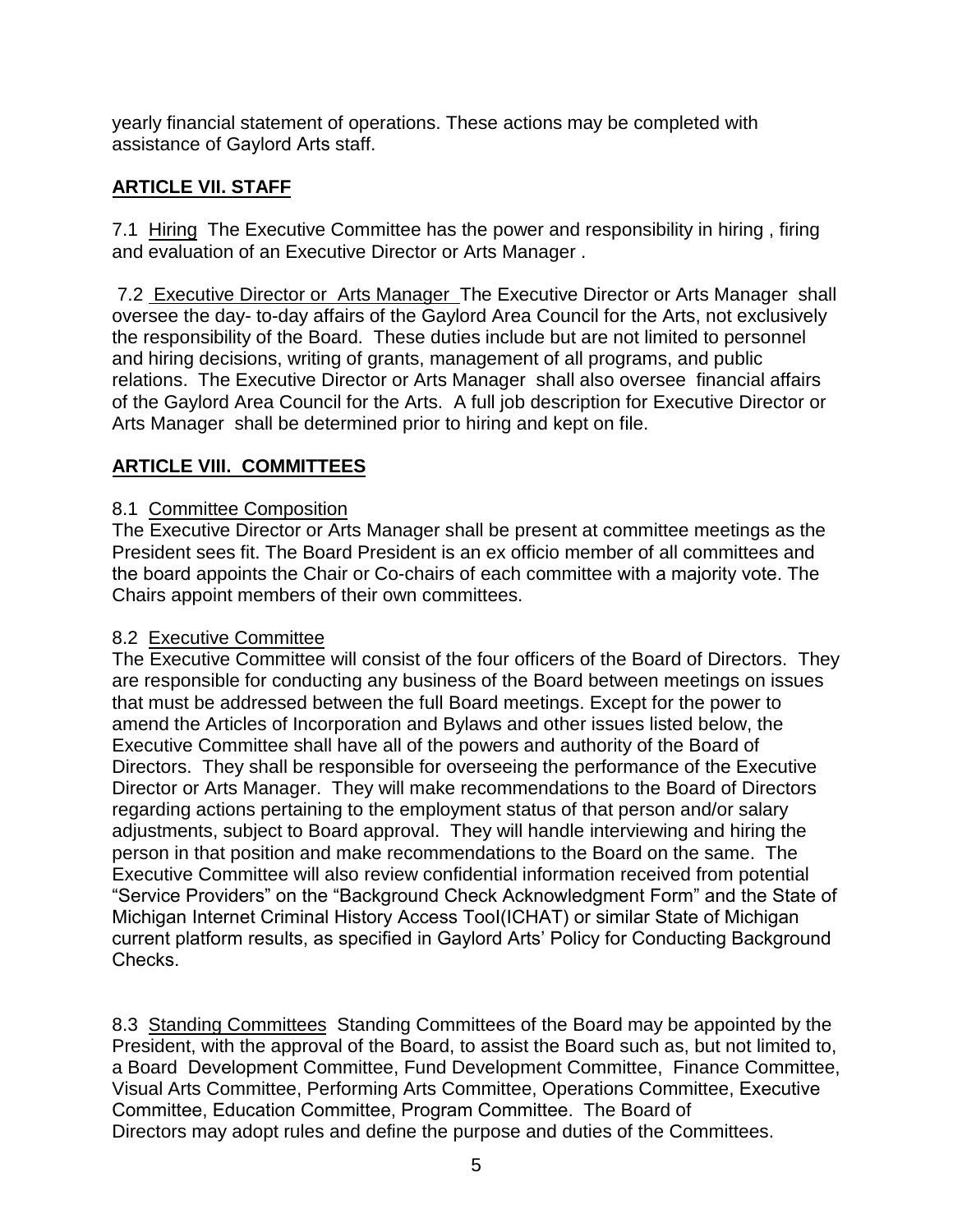yearly financial statement of operations. These actions may be completed with assistance of Gaylord Arts staff.

## **ARTICLE VII. STAFF**

7.1 Hiring The Executive Committee has the power and responsibility in hiring , firing and evaluation of an Executive Director or Arts Manager .

7.2 Executive Director or Arts Manager The Executive Director or Arts Manager shall oversee the day- to-day affairs of the Gaylord Area Council for the Arts, not exclusively the responsibility of the Board. These duties include but are not limited to personnel and hiring decisions, writing of grants, management of all programs, and public relations. The Executive Director or Arts Manager shall also oversee financial affairs of the Gaylord Area Council for the Arts. A full job description for Executive Director or Arts Manager shall be determined prior to hiring and kept on file.

## **ARTICLE VIII. COMMITTEES**

8.1 Committee Composition
The Executive Director or Arts Manager shall be present at committee meetings as the President sees fit. The Board President is an ex officio member of all committees and the board appoints the Chair or Co-chairs of each committee with a majority vote. The Chairs appoint members of their own committees.

8.2 Executive Committee
The Executive Committee will consist of the four officers of the Board of Directors. They are responsible for conducting any business of the Board between meetings on issues that must be addressed between the full Board meetings. Except for the power to amend the Articles of Incorporation and Bylaws and other issues listed below, the Executive Committee shall have all of the powers and authority of the Board of Directors. They shall be responsible for overseeing the performance of the Executive Director or Arts Manager. They will make recommendations to the Board of Directors regarding actions pertaining to the employment status of that person and/or salary adjustments, subject to Board approval. They will handle interviewing and hiring the person in that position and make recommendations to the Board on the same. The Executive Committee will also review confidential information received from potential "Service Providers" on the "Background Check Acknowledgment Form" and the State of Michigan Internet Criminal History Access Tool(ICHAT) or similar State of Michigan current platform results, as specified in Gaylord Arts' Policy for Conducting Background Checks.

8.3 Standing Committees Standing Committees of the Board may be appointed by the President, with the approval of the Board, to assist the Board such as, but not limited to, a Board Development Committee, Fund Development Committee, Finance Committee, Visual Arts Committee, Performing Arts Committee, Operations Committee, Executive Committee, Education Committee, Program Committee. The Board of Directors may adopt rules and define the purpose and duties of the Committees.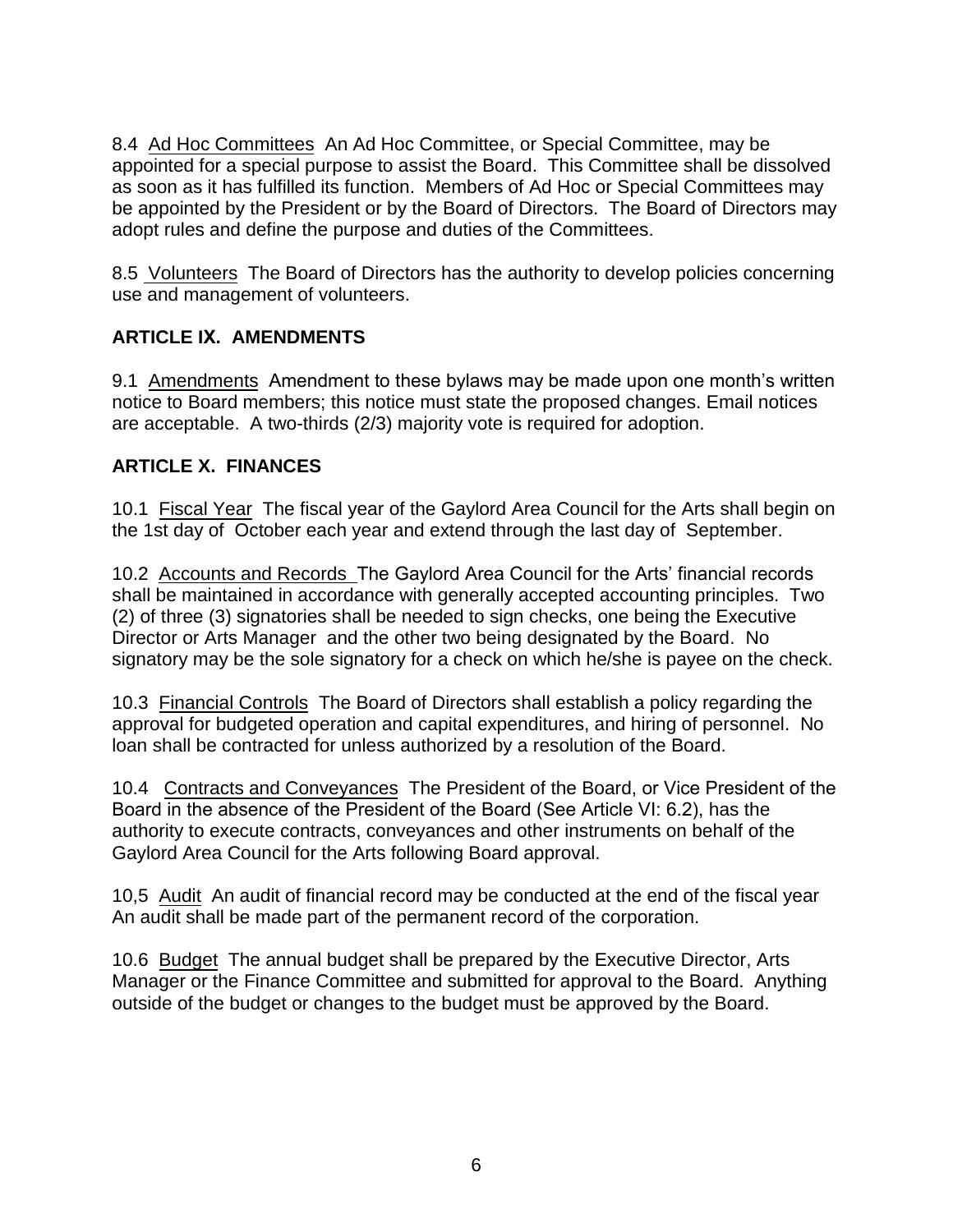8.4 Ad Hoc Committees An Ad Hoc Committee, or Special Committee, may be appointed for a special purpose to assist the Board. This Committee shall be dissolved as soon as it has fulfilled its function. Members of Ad Hoc or Special Committees may be appointed by the President or by the Board of Directors. The Board of Directors may adopt rules and define the purpose and duties of the Committees.

8.5 Volunteers The Board of Directors has the authority to develop policies concerning use and management of volunteers.

## ARTICLE IX. AMENDMENTS

9.1 Amendments Amendment to these bylaws may be made upon one month's written notice to Board members; this notice must state the proposed changes. Email notices are acceptable. A two-thirds (2/3) majority vote is required for adoption.

## ARTICLE X. FINANCES

10.1 Fiscal Year The fiscal year of the Gaylord Area Council for the Arts shall begin on the 1st day of October each year and extend through the last day of September.

10.2 Accounts and Records The Gaylord Area Council for the Arts' financial records shall be maintained in accordance with generally accepted accounting principles. Two (2) of three (3) signatories shall be needed to sign checks, one being the Executive Director or Arts Manager and the other two being designated by the Board. No signatory may be the sole signatory for a check on which he/she is payee on the check.

10.3 Financial Controls The Board of Directors shall establish a policy regarding the approval for budgeted operation and capital expenditures, and hiring of personnel. No loan shall be contracted for unless authorized by a resolution of the Board.

10.4 Contracts and Conveyances The President of the Board, or Vice President of the Board in the absence of the President of the Board (See Article VI: 6.2), has the authority to execute contracts, conveyances and other instruments on behalf of the Gaylord Area Council for the Arts following Board approval.

10,5 Audit An audit of financial record may be conducted at the end of the fiscal year An audit shall be made part of the permanent record of the corporation.

10.6 Budget The annual budget shall be prepared by the Executive Director, Arts Manager or the Finance Committee and submitted for approval to the Board. Anything outside of the budget or changes to the budget must be approved by the Board.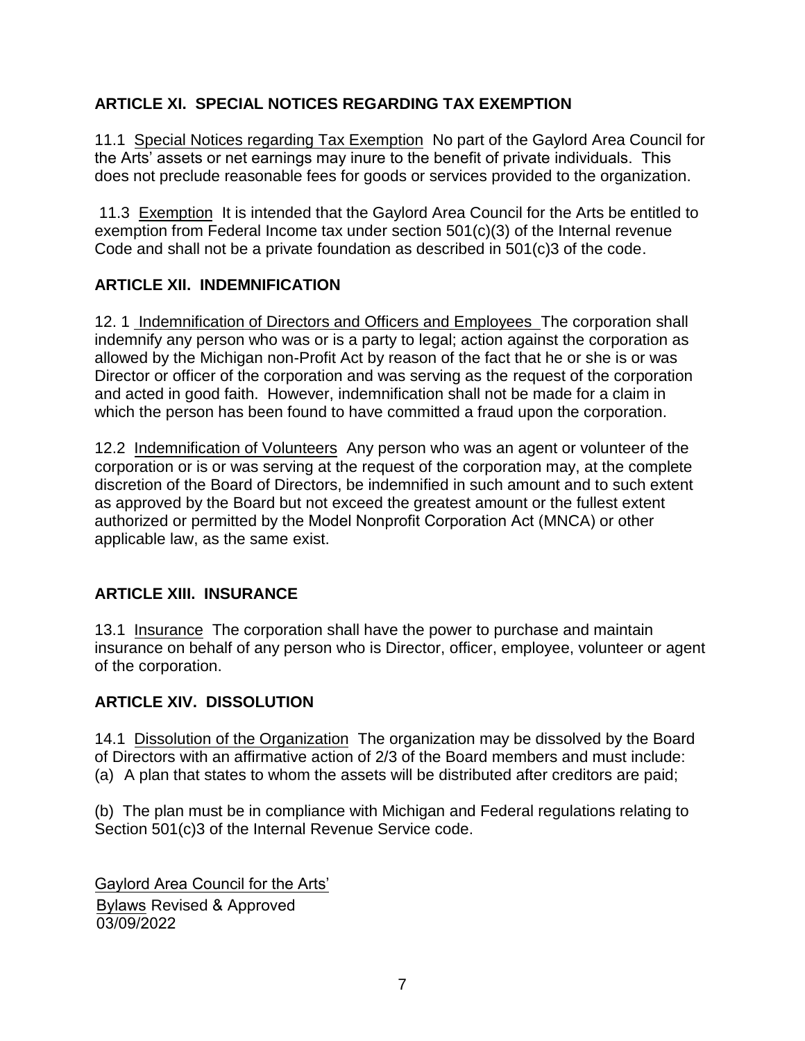## ARTICLE XI. SPECIAL NOTICES REGARDING TAX EXEMPTION

11.1 Special Notices regarding Tax Exemption No part of the Gaylord Area Council for the Arts' assets or net earnings may inure to the benefit of private individuals. This does not preclude reasonable fees for goods or services provided to the organization.

11.3 Exemption It is intended that the Gaylord Area Council for the Arts be entitled to exemption from Federal Income tax under section 501(c)(3) of the Internal revenue Code and shall not be a private foundation as described in 501(c)3 of the code.

## ARTICLE XII. INDEMNIFICATION

12. 1 Indemnification of Directors and Officers and Employees The corporation shall indemnify any person who was or is a party to legal; action against the corporation as allowed by the Michigan non-Profit Act by reason of the fact that he or she is or was Director or officer of the corporation and was serving as the request of the corporation and acted in good faith. However, indemnification shall not be made for a claim in which the person has been found to have committed a fraud upon the corporation.

12.2 Indemnification of Volunteers Any person who was an agent or volunteer of the corporation or is or was serving at the request of the corporation may, at the complete discretion of the Board of Directors, be indemnified in such amount and to such extent as approved by the Board but not exceed the greatest amount or the fullest extent authorized or permitted by the Model Nonprofit Corporation Act (MNCA) or other applicable law, as the same exist.

## ARTICLE XIII. INSURANCE

13.1 Insurance The corporation shall have the power to purchase and maintain insurance on behalf of any person who is Director, officer, employee, volunteer or agent of the corporation.

## ARTICLE XIV. DISSOLUTION

14.1 Dissolution of the Organization The organization may be dissolved by the Board of Directors with an affirmative action of 2/3 of the Board members and must include:
(a) A plan that states to whom the assets will be distributed after creditors are paid;

(b) The plan must be in compliance with Michigan and Federal regulations relating to Section 501(c)3 of the Internal Revenue Service code.

Gaylord Area Council for the Arts'
Bylaws Revised & Approved
03/09/2022